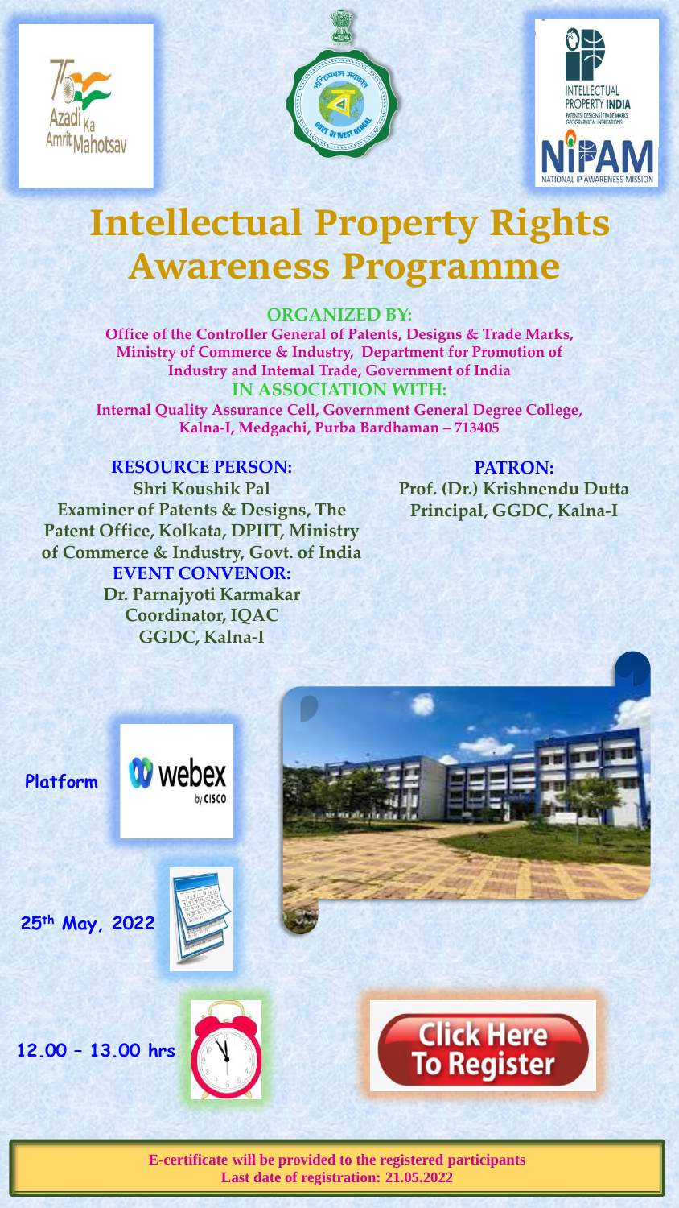# Intellectual Property Rights Awareness Programme

**ORGANIZED BY:**

**Office of the Controller General of Patents, Designs & Trade Marks, Ministry of Commerce & Industry, Department for Promotion of Industry and Intemal Trade, Government of India**

**IN ASSOCIATION WITH:**

**Internal Quality Assurance Cell, Government General Degree College, Kalna-I, Medgachi, Purba Bardhaman – 713405**

**RESOURCE PERSON:**

**Shri Koushik Pal**
**Examiner of Patents & Designs, The Patent Office, Kolkata, DPIIT, Ministry of Commerce & Industry, Govt. of India**

**PATRON:**

**Prof. (Dr.) Krishnendu Dutta**
**Principal, GGDC, Kalna-I**

**EVENT CONVENOR:**

**Dr. Parnajyoti Karmakar**
**Coordinator, IQAC**
**GGDC, Kalna-I**

**Platform** webex by CISCO

**25th May, 2022**

**12.00 – 13.00 hrs**

Click Here To Register

**E-certificate will be provided to the registered participants**
**Last date of registration: 21.05.2022**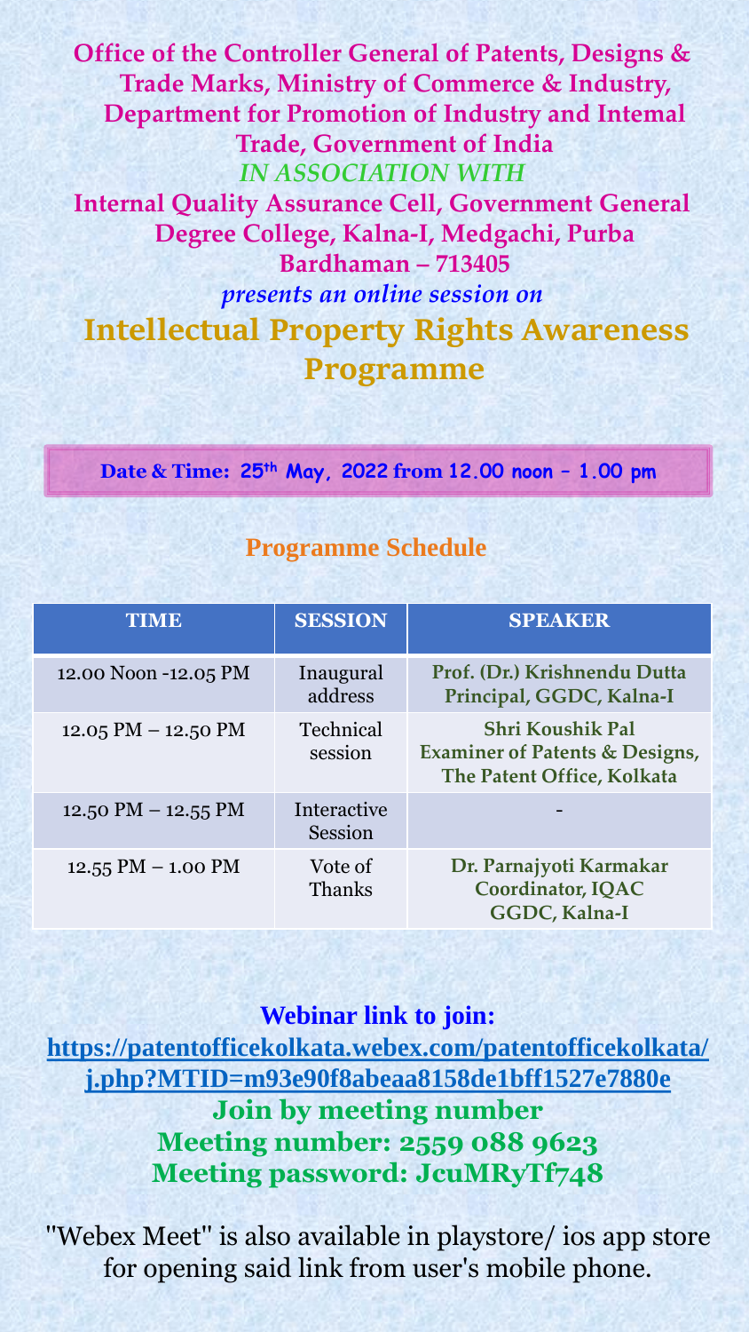**Office of the Controller General of Patents, Designs & Trade Marks, Ministry of Commerce & Industry, Department for Promotion of Industry and Intemal Trade, Government of India**

*IN ASSOCIATION WITH*

**Internal Quality Assurance Cell, Government General Degree College, Kalna-I, Medgachi, Purba Bardhaman – 713405**

*presents an online session on*

# Intellectual Property Rights Awareness Programme

**Date & Time: 25th May, 2022 from 12.00 noon – 1.00 pm**

## Programme Schedule

| TIME | SESSION | SPEAKER |
|---|---|---|
| 12.00 Noon -12.05 PM | Inaugural address | **Prof. (Dr.) Krishnendu Dutta Principal, GGDC, Kalna-I** |
| 12.05 PM – 12.50 PM | Technical session | **Shri Koushik Pal Examiner of Patents & Designs, The Patent Office, Kolkata** |
| 12.50 PM – 12.55 PM | Interactive Session | - |
| 12.55 PM – 1.00 PM | Vote of Thanks | **Dr. Parnajyoti Karmakar Coordinator, IQAC GGDC, Kalna-I** |

**Webinar link to join:**

**https://patentofficekolkata.webex.com/patentofficekolkata/j.php?MTID=m93e90f8abeaa8158de1bff1527e7880e**

**Join by meeting number**

**Meeting number: 2559 088 9623**

**Meeting password: JcuMRyTf748**

"Webex Meet" is also available in playstore/ ios app store for opening said link from user's mobile phone.